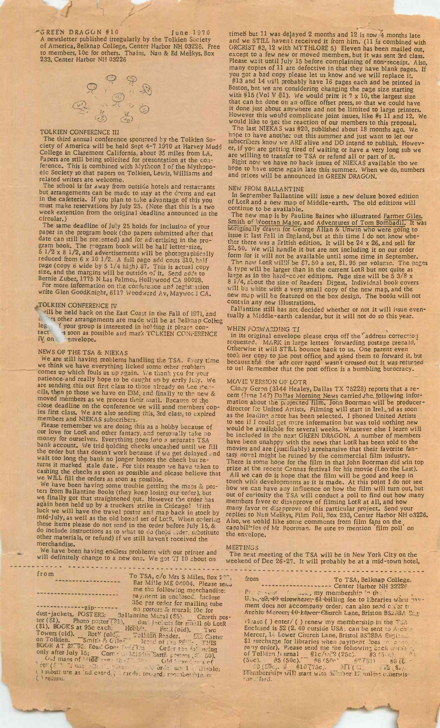GREEN DRAGON #10 June 1970

A newsletter published irregularly by the Tolkien Society of America, Belknap College, Center Harbor NH 03226. Free to members, 10c for others. Thains, Nan & Ed Meškys, Box 233, Center Harbor NH 03226

## TOLKIEN CONFERENCE III

The third annual conference sponsored by the Tolkien Society of America will be held Sept 4-7 1970 at Harvey Mudd College in Claremont California, about 35 miles from LA. Papers are still being solicited for presentation at the conference. This is combined with Mythcon I of the Mythopoeic Society so that papers on Tolkien, Lewis, Williams and related writers are welcome.

The school is far away from outside hotels and restaurants but arrangements can be made to stay at the dorms and eat in the cafeteria. If you plan to take advantage of this you must make reservations by July 25. (Note that this is a two week extention from the original deadline announced in the circular.)

The same deadline of July 25 holds for inclusion of your paper in the program book (tho papers submitted after that date can still be presented) and for advertising in the program book. The program book will be half letter-size, 5 1/2 x 8 1/2, and advertisements will be photographically reduced from 6 x 10 1/2. A full page add costs $10, half page (copy 6 wide by 5 1/4 high) $7. This is actual copy size, and the margins will be outside of it. Send adds to Bernie Zuber, 1775 N Las Palmos, Hollywood CA 90028. For more information on the conference and registration write Glen GoodKnight, 6117 Woodward Av, Maywood CA.

## TOLKIEN CONFERENCE IV

will be held back on the East Coast in the Fall of 1971, and unless other arrangements are made will be at Belknap College. If your group is interested in holding it please contact us as soon as possible and mark TOLKIEN CONFERENCE IV on the envelope.

## NEWS OF THE TSA & NIEKAS

We are still having problems handling the TSA. Every time we think we have everything licked some other problem comes up which fouls us up again. We thank you for your patience and really hope to be caught up by early July. We are sending this out first class to those already on Lee stencils, then to those we have on IBM, and finally to the new & moved members as we process their mail. Because of the close deadline on the conference we will send members copies first class. We are also sending this, 3rd class, to expired members and NIEKAS subscribers.

Please remember we are doing this as a hobby because of our love for LotR and other fantasy, and personally take no money for ourselves. Everything goes into a separate TSA bank account. We trid holding checks uncashed until we fill the order but that doesn't work because if we get delayed and wait too long the bank no longer honors the check but returns it marked 'stale date'. For this reason we have taken to cashing the checks as soon as possible and please believe that we WILL fill the orders as soon as possible.

We have been having some trouble getting the maps & posters from Ballantine Books (they keep losing our order), but we finally got that straightened out. However the order has again been held up by a truckers' strike in Chicago! With luck we will have the travel poster and map back in stock by mid-July, as well as the old boxed set of LotR. When ordering these items please do not send in the order before July 15, & do include instructions as to what to do (hold order, substitute other materials, or refund) if we still haven't received the merchandise.

We have been having endless problems with our printer and will definitely change to a new one. We got TJ 10 about on time but 11 was delayed 2 months and 12 is now 4 months late and we STILL haven't received it from him. (11 is combined with ORCRIST #3, 12 with MYTHLORE 5) Eleven has been mailed out, except to a few new or moved members, but it was sent 3rd class. Please wait until July 15 before complaining of non-receipt. Also, many copies of 11 are defective in that they have blank pages. If you got a bad copy please let us know and we will replace it.

#13 and 14 will probably have 16 pages each and be printed in Boston, but we are considering changing the page size starting with #15 (Vol V #1). We would print it 7 x 10, the largest size that can be done on an office offset press, so that we could have it done just about anywhere and not be limited to large printers. However this would complicate joint issues, like #s 11 and 12. We would like to get the reaction of our members to this proposal.

The last NIEKAS was #20, published about 18 months ago. We hope to have another out this summer and just want to let our subscribers know we ARE alive and DO intend to publish. However, if you are getting tired of waiting or have a very long sub we are willing to transfer to TSA or refund all or part of it.

Right now we have no back issues of NIEKAS available tho we hope to have some again late this summer. When we do, numbers and prices will be announced in GREEN DRAGON.

## NEW FROM BALLANTINE

In September Ballantine will issue a new deluxe boxed edition of LotR and a new map of Middle-earth. The old editions will continue to be available.

The new map is by Pauline Baines who illustrated Farmer Giles, Smith of Woottan Major, and Adventures of Tom Bombadil. It was originally drawn for George Allan & Unwin who were going to issue it last Fall in England, but at this time I do not know whether there was a British edition. It will be 24 x 26, and sell for $2.50. We will handle it but are not including it on our order form for it will not be available until some time in September.

The new LotR will be $7.50 a set, $1.95 per volume. The pages & type will be larger than in the current LotR but not quite as large as in the hard-cover editions. Page size will be 5 3/8 x 8 1/4, about the size of Readers' Digest. Individual book covers will be white with a very small copy of the new map, and the new map will be featured on the box design. The books will not contain any new illustrations.

Ballantine still has not decided whether or not it will issue eventually a Middle-earth calendar, but it will not do so this year.

## WHEN FORWARDING TJ

in its original envelope please cross off the "address correction requested." MARK in large letters 'forwarding postage prepaid.' Otherwise it will STILL bounce back to us. One parent even took her copy to the post office and asked them to forward it, but because the 'adr corr rqqtd' wasn't crossed out it was returned to us! Remember that the post office is a bumbling burocracy.

## MOVIE VERSION OF LOTR

Cincy Geron (3144 Healey, Dallas TX 75228) reports that a recent (June 14?) Dallas Morning News carried the following information about the projected film. John Boorman will be producer-director for United Artists. Filming will start in Ireland as soon as the leading actor has been selected. I phoned United Artists to see if I could get more information but was told nothing new would be available for several weeks. Whatever else I learn will be included in the next GREEN DRAGON. A number of members have been unhappy with the news that LotR has been sold to the movies and are (justifiably) aprehensive that their favorite fantasy novel might be ruined by the commercial film industry. There is some hope for the film in that John Boorman did win top prize at the recent Cannas festival for his movie (Leo the Last).

All we can do is hope that the film will be good and keep in touch with developments as it is made. At this point I do not see how we can have any influence on how the film will turn out, but out of curiosity the TSA will conduct a poll to find out how many members favor or disapprove of filming LotR at all, and how many favor or disapprove of this particular project. Send your replies to Nan Meškys, Film Poll, Box 233, Center Harbor NH 03226. Also, we would like some comments from film fans on the capabilities of Mr Boorman. Be sure to mention 'film poll' on the envelope.

## MEETINGS

The next meeting of the TSA will be in New York City on the weekend of Dec 26-27. It will probably be at a mid-town hotel,

---

from ------------------

------------------

------------------zip-------

To TSA, c/o Mrs S Miles, Box 2??, Bar Mills ME 04004. Please send me the following merchandise: payment in enclosed. Include 35c per order for mailing tube on posters & mural; 10c for dust-jackets. POSTERS: ___ Ballantine Mural ($5). ___ Cereth poster ($1). ___ Photo poster ($1). ___ dust jackets for small pb LotR ($1). BOOKS at 95c each: ___ Hobbit. ___ FotR (old). ___ Two Towers (old). ___ RotK (old). ___ Tolkien Reader. ___ Carter on Tolkien. ___ Smith & Giles. ___ boxed set of the old THIS BOOK AT $2.95: Road Goes Ever On. ___ Order the following only after July 15: ___ Com... Middle Earth posters ($1.50). ___ Old maps of Middle-earth ... ___ Old boxed sets of ... ( ) hold order until available; ( ) substitute as indicated; ( ) credit towards membership or ( ) refund.

from ------------------

------------------

To TSA, Belknap College, Center Harbor NH 03226

P... , my membership in the ... U.S., $2.40 elsewhere; $1 billing fee to libraries when payment does not accompany order; can also send order to Archie Mercer, 10 Lower Church Lane, Briston BS2 8BA Eng.

Please ( ) enter/ ( ) renew my membership in the TSA. Enclosed is $2 (2.40 outside USA; can be sent to Archie Mercer, 10 Lower Church Lane, Bristol BS2 8BA England. $1 surcharge for libraries when payment does not accompany order). Please send me the following back numbers of Tolkien Journal ___ #1c/v2#2 (25c). ___ #3 (50c) ___ #4 (50c). ___ #5 (50c). ___ #6 (50c) ___ #7 ($1) ___ #8 (...) ___ #9 (50c). ___ #10 (75c). ___ #11 (...) ___ #12 ($...). Memberships will start with number 12 unless otherwise specified.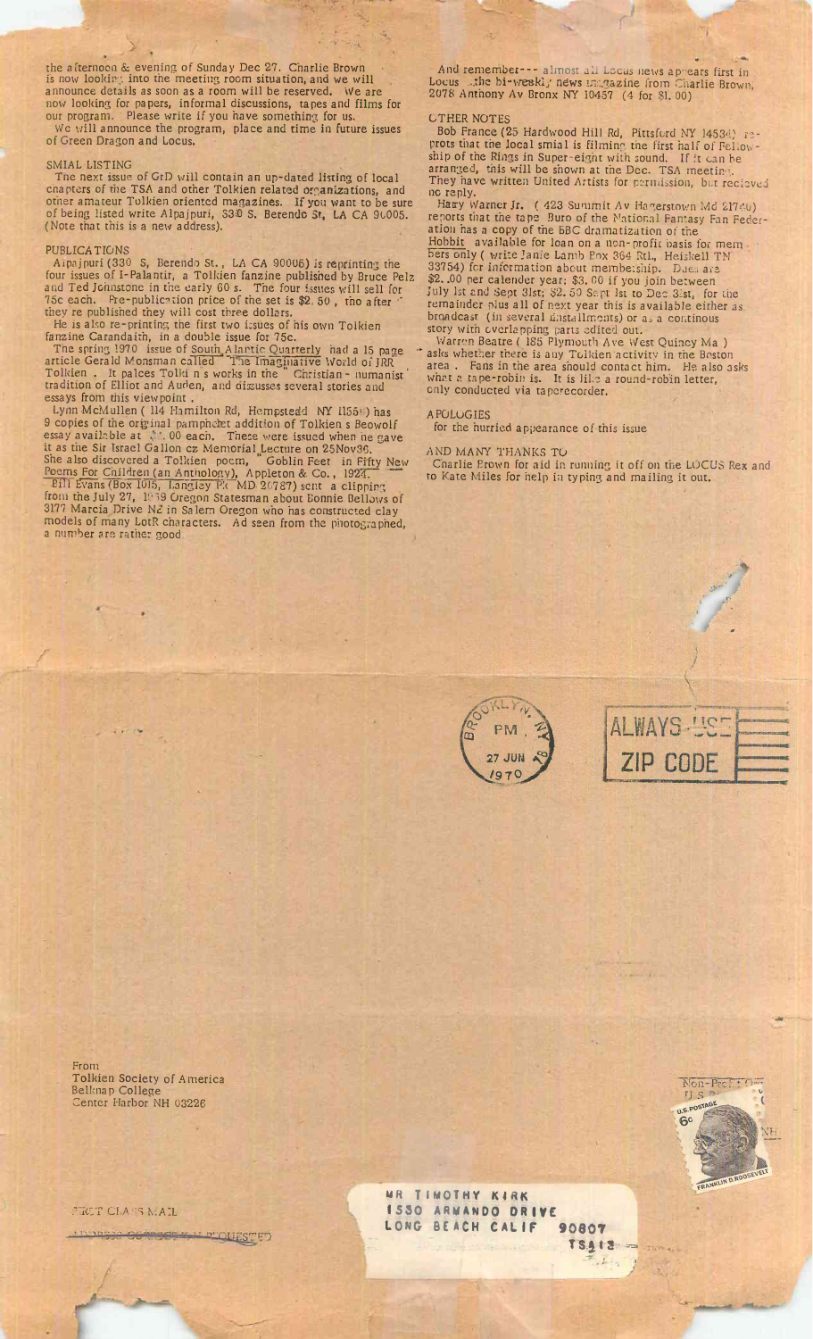the afternoon & evening of Sunday Dec 27. Charlie Brown is now looking into the meeting room situation, and we will announce details as soon as a room will be reserved. We are now looking for papers, informal discussions, tapes and films for our program. Please write if you have something for us.

We will announce the program, place and time in future issues of Green Dragon and Locus.

SMIAL LISTING

The next issue of GrD will contain an up-dated listing of local chapters of the TSA and other Tolkien related organizations, and other amateur Tolkien oriented magazines. If you want to be sure of being listed write Alpajpuri, 330 S. Berendo St, LA CA 90005. (Note that this is a new address).

PUBLICATIONS

Alpajpuri (330 S, Berendo St., LA CA 90005) is reprinting the four issues of I-Palantir, a Tolkien fanzine published by Bruce Pelz and Ted Johnstone in the early 60 s. The four issues will sell for 75c each. Pre-publication price of the set is $2. 50 , tho after they re published they will cost three dollars.

He is also re-printing the first two issues of his own Tolkien fanzine Carandaith, in a double issue for 75c.

The spring 1970 issue of South Alartic Quarterly had a 15 page article Gerald Monsman called "The Imaginative World of JRR Tolkien . It palces Tolki n s works in the " Christian - humanist" tradition of Elliot and Auden, and discusses several stories and essays from this viewpoint .

Lynn McMullen ( 114 Hamilton Rd, Hempstead NY 1155 ) has 9 copies of the original pamphelt addition of Tolkien s Beowulf essay available at $ .00 each. These were issued when he gave it as the Sir Israel Gallon cz Memorial Lecture on 25Nov36. She also discovered a Tolkien poem, " Goblin Feet in Fifty New Poems For Children (an Anthology), Appleton & Co., 1924.

Bill Evans (Box 1015, Langley Pk MD 20787) sent a clipping from the July 27, 1969 Oregon Statesman about Bonnie Bellows of 3177 Marcia Drive NE in Salem Oregon who has constructed clay models of many LotR characters. Ad seen from the photographed, a number are rather good.

And remember--- almost all Locus news appears first in Locus ..the bi-weekly news magazine from Charlie Brown, 2078 Anthony Av Bronx NY 10457 (4 for $1. 00)

OTHER NOTES

Bob France (25 Hardwood Hill Rd, Pittsford NY 14534) reprots that the local smial is filming the first half of Fellowship of the Rings in Super-eight with sound. If it can be arranged, this will be shown at the Dec. TSA meeting. They have written United Artists for permission, but recieved no reply.

Harry Warner Jr. ( 423 Summit Av Hagerstown Md 21740) reports that the tape Buro of the National Fantasy Fan Federation has a copy of the BBC dramatization of the Hobbit available for loan on a non-profit basis for members only ( write Janie Lamb Box 364 Rt1., Heiskell TN 33754) for information about membership. Dues are $2. .00 per calender year; $3. 00 if you join between July 1st and Sept 31st; $2. 50 Sept 1st to Dec 31st, for the remainder plus all of next year this is available either as broadcast (in several installments) or as a continous story with overlapping parts edited out.

Warren Beatre ( 185 Plymouth Ave West Quincy Ma ) asks whether there is any Tolkien activity in the Boston area . Fans in the area should contact him. He also asks what a tape-robin is. It is like a round-robin letter, only conducted via taperecorder.

APOLOGIES

for the hurried appearance of this issue

AND MANY THANKS TO

Charlie Brown for aid in running it off on the LOCUS Rex and to Kate Miles for help in typing and mailing it out.

BROOKLYN, N.Y. PM 27 JUN 1970

ALWAYS USE ZIP CODE

From
Tolkien Society of America
Belknap College
Center Harbor NH 03226

Non-Profit Org. U.S. POSTAGE 6c

FIRST CLASS MAIL

ADDRESS CORRECTION REQUESTED

MR TIMOTHY KIRK
1550 ARMANDO DRIVE
LONG BEACH CALIF 90807
TS412